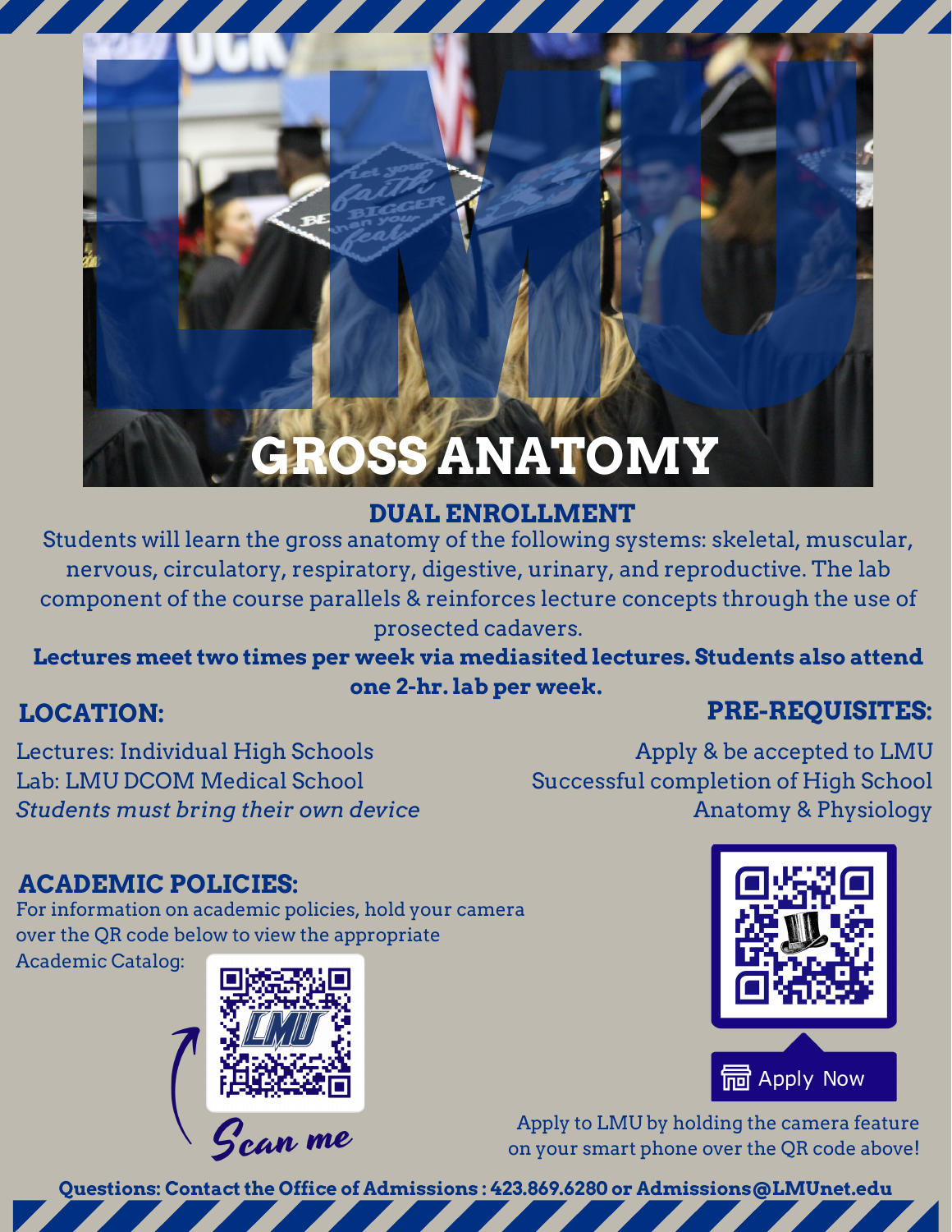# GROSS ANATOMY

## DUAL ENROLLMENT

Students will learn the gross anatomy of the following systems: skeletal, muscular, nervous, circulatory, respiratory, digestive, urinary, and reproductive. The lab component of the course parallels & reinforces lecture concepts through the use of prosected cadavers.

**Lectures meet two times per week via mediasited lectures. Students also attend one 2-hr. lab per week.**

## LOCATION:

Lectures: Individual High Schools
Lab: LMU DCOM Medical School
*Students must bring their own device*

## PRE-REQUISITES:

Apply & be accepted to LMU
Successful completion of High School Anatomy & Physiology

## ACADEMIC POLICIES:

For information on academic policies, hold your camera over the QR code below to view the appropriate Academic Catalog:

Scan me

Apply Now

Apply to LMU by holding the camera feature on your smart phone over the QR code above!

**Questions: Contact the Office of Admissions : 423.869.6280 or Admissions@LMUnet.edu**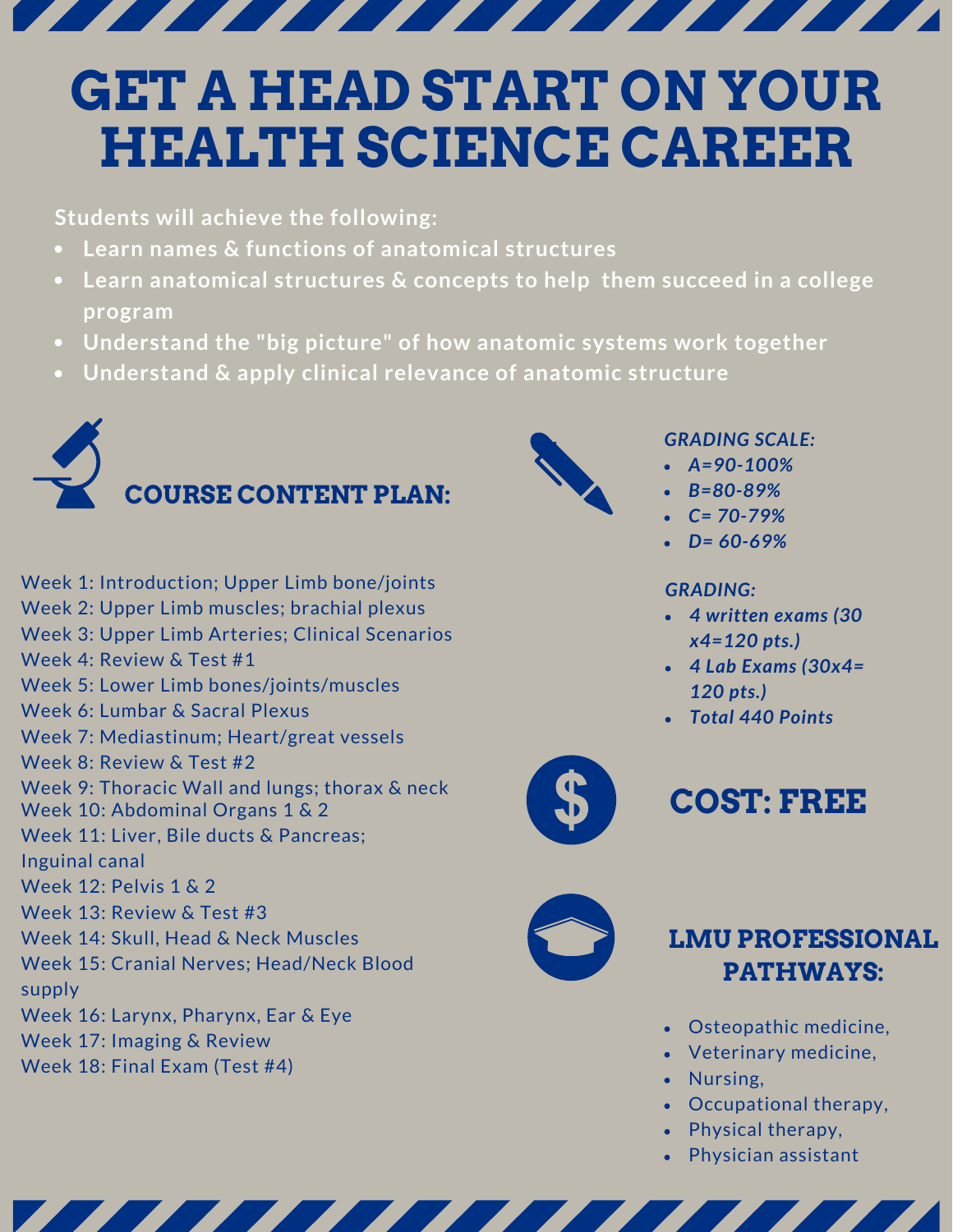# GET A HEAD START ON YOUR HEALTH SCIENCE CAREER

**Students will achieve the following:**

- **Learn names & functions of anatomical structures**
- **Learn anatomical structures & concepts to help them succeed in a college program**
- **Understand the "big picture" of how anatomic systems work together**
- **Understand & apply clinical relevance of anatomic structure**

## COURSE CONTENT PLAN:

Week 1: Introduction; Upper Limb bone/joints
Week 2: Upper Limb muscles; brachial plexus
Week 3: Upper Limb Arteries; Clinical Scenarios
Week 4: Review & Test #1
Week 5: Lower Limb bones/joints/muscles
Week 6: Lumbar & Sacral Plexus
Week 7: Mediastinum; Heart/great vessels
Week 8: Review & Test #2
Week 9: Thoracic Wall and lungs; thorax & neck
Week 10: Abdominal Organs 1 & 2
Week 11: Liver, Bile ducts & Pancreas; Inguinal canal
Week 12: Pelvis 1 & 2
Week 13: Review & Test #3
Week 14: Skull, Head & Neck Muscles
Week 15: Cranial Nerves; Head/Neck Blood supply
Week 16: Larynx, Pharynx, Ear & Eye
Week 17: Imaging & Review
Week 18: Final Exam (Test #4)

***GRADING SCALE:***

- ***A=90-100%***
- ***B=80-89%***
- ***C= 70-79%***
- ***D= 60-69%***

***GRADING:***

- ***4 written exams (30 x4=120 pts.)***
- ***4 Lab Exams (30x4= 120 pts.)***
- ***Total 440 Points***

## COST: FREE

## LMU PROFESSIONAL PATHWAYS:

- Osteopathic medicine,
- Veterinary medicine,
- Nursing,
- Occupational therapy,
- Physical therapy,
- Physician assistant